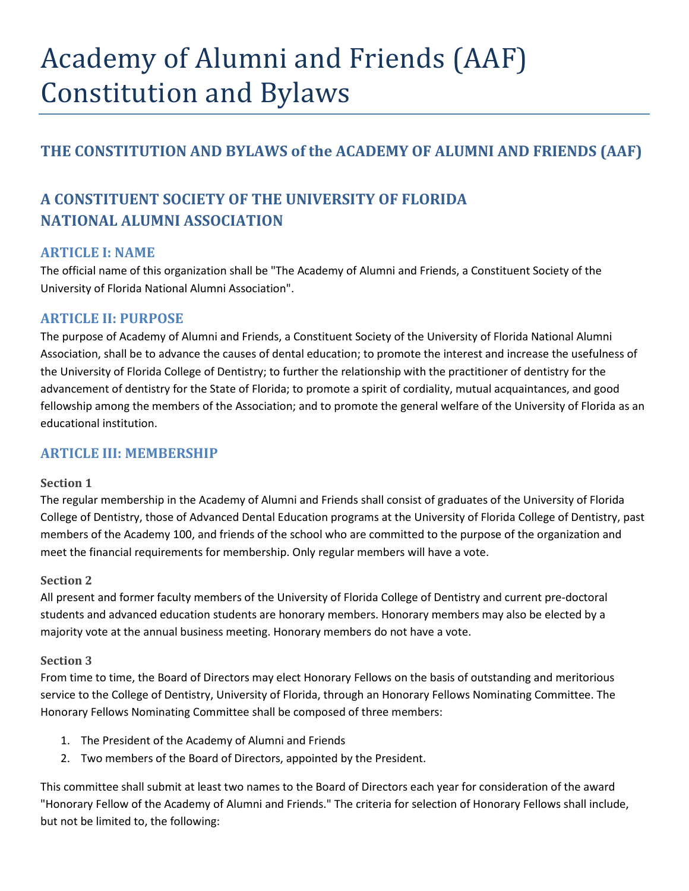# Academy of Alumni and Friends (AAF) Constitution and Bylaws

## THE CONSTITUTION AND BYLAWS of the ACADEMY OF ALUMNI AND FRIENDS (AAF)

## A CONSTITUENT SOCIETY OF THE UNIVERSITY OF FLORIDA NATIONAL ALUMNI ASSOCIATION

### ARTICLE I: NAME

The official name of this organization shall be "The Academy of Alumni and Friends, a Constituent Society of the University of Florida National Alumni Association".

### ARTICLE II: PURPOSE

The purpose of Academy of Alumni and Friends, a Constituent Society of the University of Florida National Alumni Association, shall be to advance the causes of dental education; to promote the interest and increase the usefulness of the University of Florida College of Dentistry; to further the relationship with the practitioner of dentistry for the advancement of dentistry for the State of Florida; to promote a spirit of cordiality, mutual acquaintances, and good fellowship among the members of the Association; and to promote the general welfare of the University of Florida as an educational institution.

### ARTICLE III: MEMBERSHIP

#### Section 1

The regular membership in the Academy of Alumni and Friends shall consist of graduates of the University of Florida College of Dentistry, those of Advanced Dental Education programs at the University of Florida College of Dentistry, past members of the Academy 100, and friends of the school who are committed to the purpose of the organization and meet the financial requirements for membership. Only regular members will have a vote.

#### Section 2

All present and former faculty members of the University of Florida College of Dentistry and current pre-doctoral students and advanced education students are honorary members. Honorary members may also be elected by a majority vote at the annual business meeting. Honorary members do not have a vote.

#### Section 3

From time to time, the Board of Directors may elect Honorary Fellows on the basis of outstanding and meritorious service to the College of Dentistry, University of Florida, through an Honorary Fellows Nominating Committee. The Honorary Fellows Nominating Committee shall be composed of three members:

1. The President of the Academy of Alumni and Friends
2. Two members of the Board of Directors, appointed by the President.

This committee shall submit at least two names to the Board of Directors each year for consideration of the award "Honorary Fellow of the Academy of Alumni and Friends." The criteria for selection of Honorary Fellows shall include, but not be limited to, the following: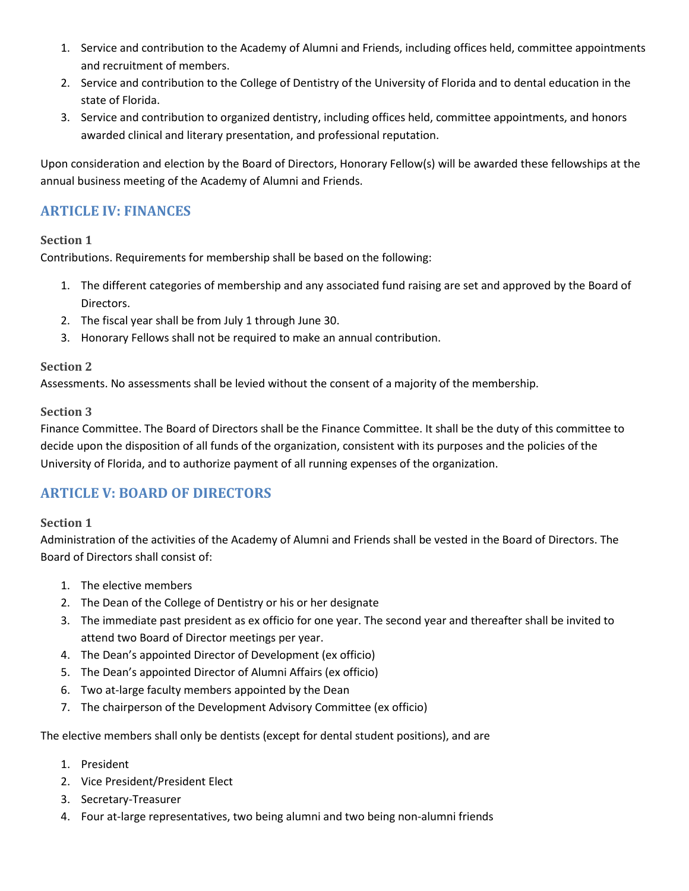1. Service and contribution to the Academy of Alumni and Friends, including offices held, committee appointments and recruitment of members.
2. Service and contribution to the College of Dentistry of the University of Florida and to dental education in the state of Florida.
3. Service and contribution to organized dentistry, including offices held, committee appointments, and honors awarded clinical and literary presentation, and professional reputation.

Upon consideration and election by the Board of Directors, Honorary Fellow(s) will be awarded these fellowships at the annual business meeting of the Academy of Alumni and Friends.

## ARTICLE IV: FINANCES

### Section 1

Contributions. Requirements for membership shall be based on the following:

1. The different categories of membership and any associated fund raising are set and approved by the Board of Directors.
2. The fiscal year shall be from July 1 through June 30.
3. Honorary Fellows shall not be required to make an annual contribution.

### Section 2

Assessments. No assessments shall be levied without the consent of a majority of the membership.

### Section 3

Finance Committee. The Board of Directors shall be the Finance Committee. It shall be the duty of this committee to decide upon the disposition of all funds of the organization, consistent with its purposes and the policies of the University of Florida, and to authorize payment of all running expenses of the organization.

## ARTICLE V: BOARD OF DIRECTORS

### Section 1

Administration of the activities of the Academy of Alumni and Friends shall be vested in the Board of Directors. The Board of Directors shall consist of:

1. The elective members
2. The Dean of the College of Dentistry or his or her designate
3. The immediate past president as ex officio for one year. The second year and thereafter shall be invited to attend two Board of Director meetings per year.
4. The Dean's appointed Director of Development (ex officio)
5. The Dean's appointed Director of Alumni Affairs (ex officio)
6. Two at-large faculty members appointed by the Dean
7. The chairperson of the Development Advisory Committee (ex officio)

The elective members shall only be dentists (except for dental student positions), and are

1. President
2. Vice President/President Elect
3. Secretary-Treasurer
4. Four at-large representatives, two being alumni and two being non-alumni friends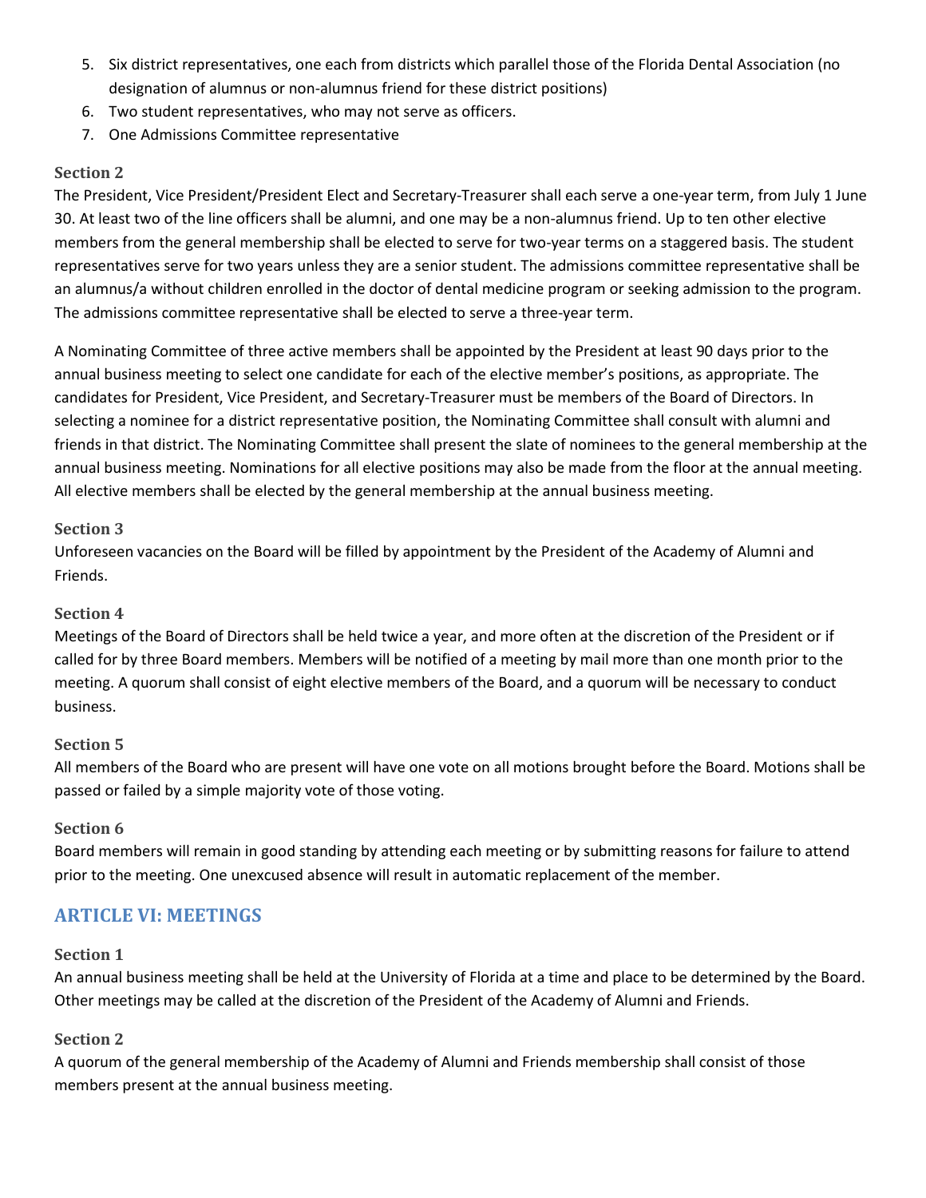5. Six district representatives, one each from districts which parallel those of the Florida Dental Association (no designation of alumnus or non-alumnus friend for these district positions)
6. Two student representatives, who may not serve as officers.
7. One Admissions Committee representative

### Section 2

The President, Vice President/President Elect and Secretary-Treasurer shall each serve a one-year term, from July 1 June 30. At least two of the line officers shall be alumni, and one may be a non-alumnus friend. Up to ten other elective members from the general membership shall be elected to serve for two-year terms on a staggered basis. The student representatives serve for two years unless they are a senior student. The admissions committee representative shall be an alumnus/a without children enrolled in the doctor of dental medicine program or seeking admission to the program. The admissions committee representative shall be elected to serve a three-year term.

A Nominating Committee of three active members shall be appointed by the President at least 90 days prior to the annual business meeting to select one candidate for each of the elective member's positions, as appropriate. The candidates for President, Vice President, and Secretary-Treasurer must be members of the Board of Directors. In selecting a nominee for a district representative position, the Nominating Committee shall consult with alumni and friends in that district. The Nominating Committee shall present the slate of nominees to the general membership at the annual business meeting. Nominations for all elective positions may also be made from the floor at the annual meeting. All elective members shall be elected by the general membership at the annual business meeting.

### Section 3

Unforeseen vacancies on the Board will be filled by appointment by the President of the Academy of Alumni and Friends.

### Section 4

Meetings of the Board of Directors shall be held twice a year, and more often at the discretion of the President or if called for by three Board members. Members will be notified of a meeting by mail more than one month prior to the meeting. A quorum shall consist of eight elective members of the Board, and a quorum will be necessary to conduct business.

### Section 5

All members of the Board who are present will have one vote on all motions brought before the Board. Motions shall be passed or failed by a simple majority vote of those voting.

### Section 6

Board members will remain in good standing by attending each meeting or by submitting reasons for failure to attend prior to the meeting. One unexcused absence will result in automatic replacement of the member.

## ARTICLE VI: MEETINGS

### Section 1

An annual business meeting shall be held at the University of Florida at a time and place to be determined by the Board. Other meetings may be called at the discretion of the President of the Academy of Alumni and Friends.

### Section 2

A quorum of the general membership of the Academy of Alumni and Friends membership shall consist of those members present at the annual business meeting.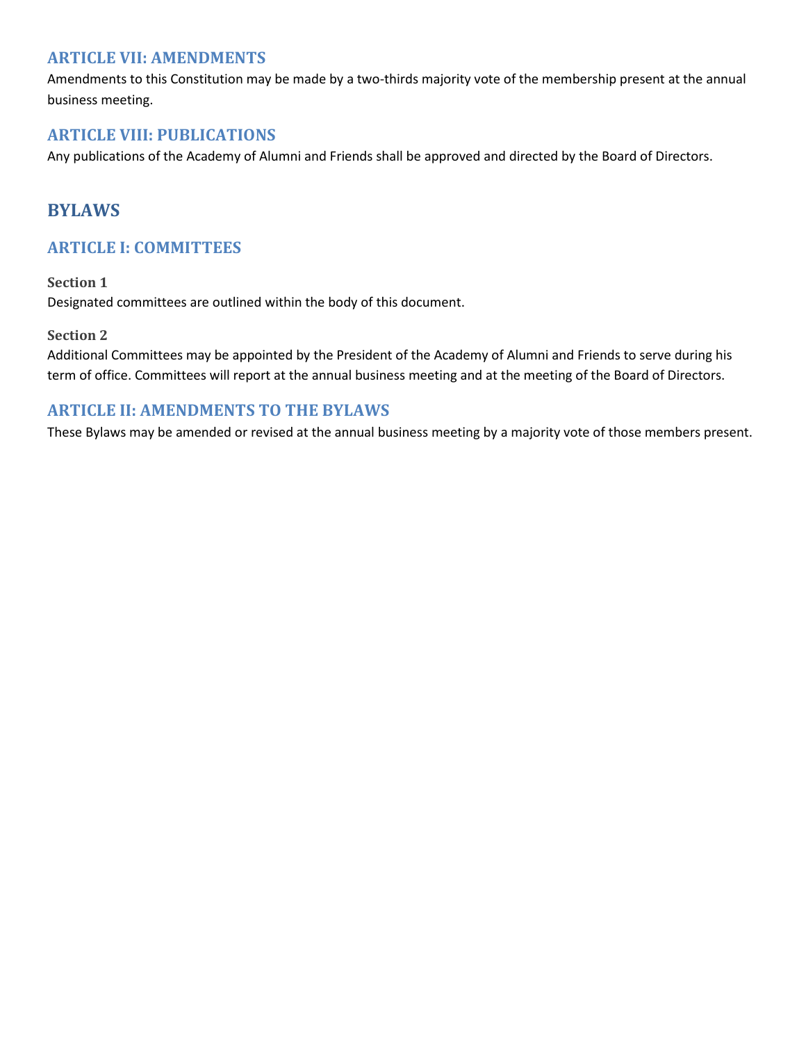### ARTICLE VII: AMENDMENTS

Amendments to this Constitution may be made by a two-thirds majority vote of the membership present at the annual business meeting.

### ARTICLE VIII: PUBLICATIONS

Any publications of the Academy of Alumni and Friends shall be approved and directed by the Board of Directors.

## BYLAWS

### ARTICLE I: COMMITTEES

**Section 1**

Designated committees are outlined within the body of this document.

**Section 2**

Additional Committees may be appointed by the President of the Academy of Alumni and Friends to serve during his term of office. Committees will report at the annual business meeting and at the meeting of the Board of Directors.

### ARTICLE II: AMENDMENTS TO THE BYLAWS

These Bylaws may be amended or revised at the annual business meeting by a majority vote of those members present.